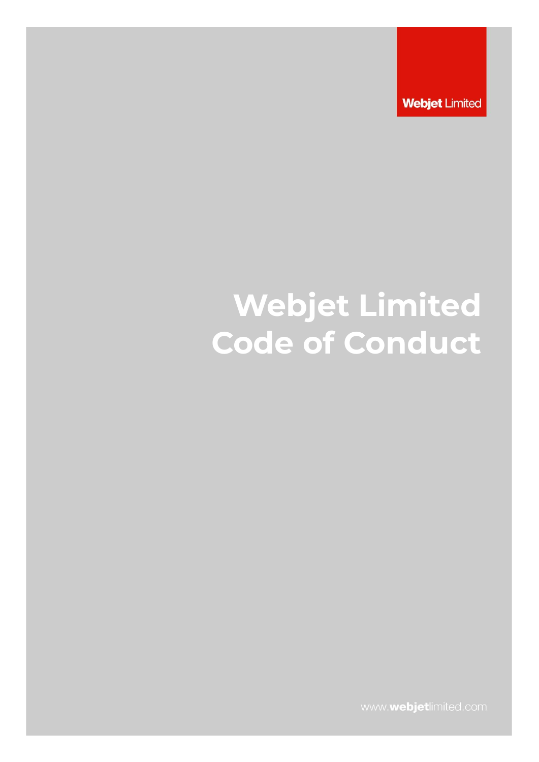Webjet Limited

# Webjet Limited Code of Conduct

www.webjetlimited.com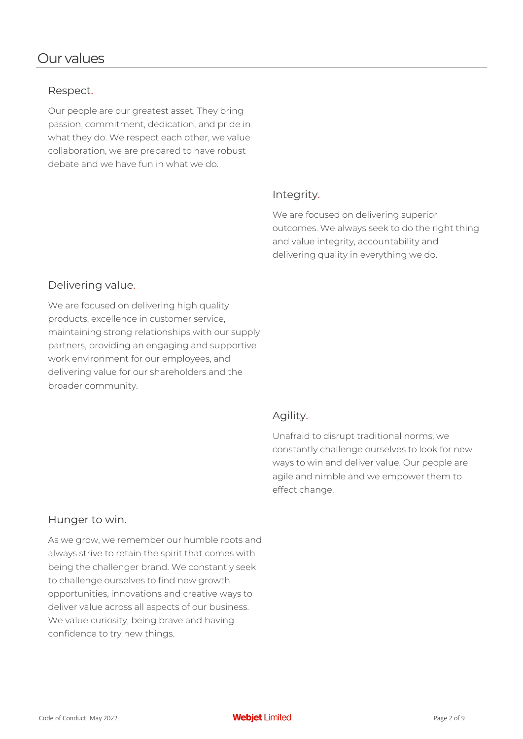# Our values

## Respect.

Our people are our greatest asset. They bring passion, commitment, dedication, and pride in what they do. We respect each other, we value collaboration, we are prepared to have robust debate and we have fun in what we do.

## Integrity.

We are focused on delivering superior outcomes. We always seek to do the right thing and value integrity, accountability and delivering quality in everything we do.

## Delivering value.

We are focused on delivering high quality products, excellence in customer service, maintaining strong relationships with our supply partners, providing an engaging and supportive work environment for our employees, and delivering value for our shareholders and the broader community.

## Agility.

Unafraid to disrupt traditional norms, we constantly challenge ourselves to look for new ways to win and deliver value. Our people are agile and nimble and we empower them to effect change.

## Hunger to win.

As we grow, we remember our humble roots and always strive to retain the spirit that comes with being the challenger brand. We constantly seek to challenge ourselves to find new growth opportunities, innovations and creative ways to deliver value across all aspects of our business. We value curiosity, being brave and having confidence to try new things.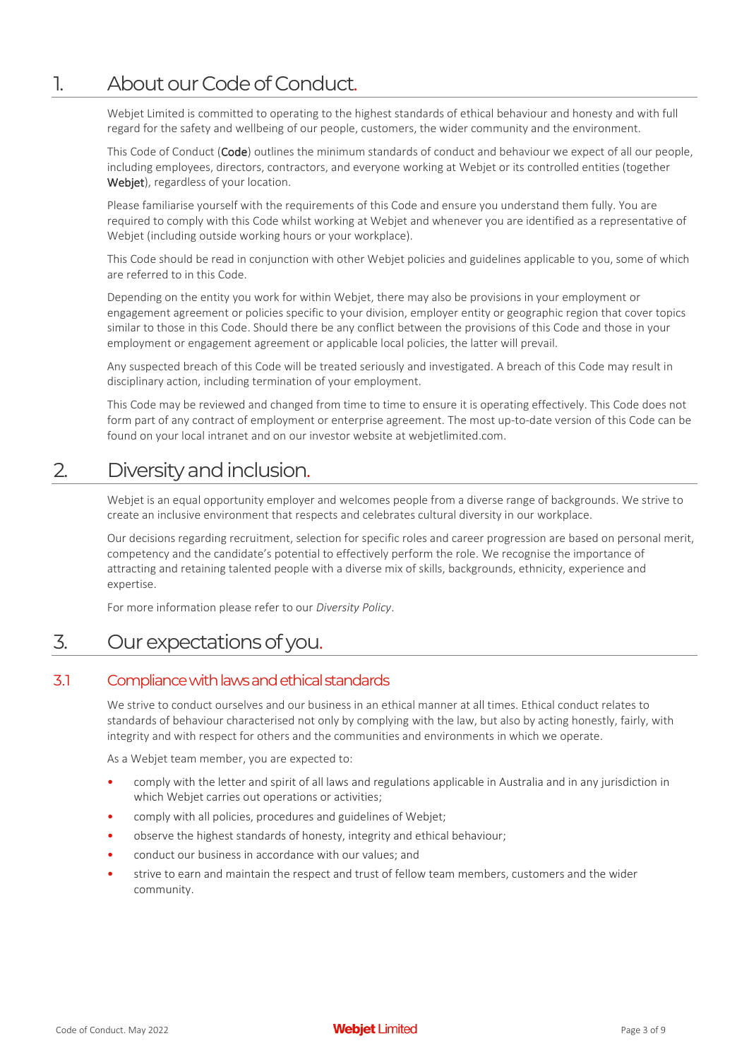# 1. About our Code of Conduct.

Webjet Limited is committed to operating to the highest standards of ethical behaviour and honesty and with full regard for the safety and wellbeing of our people, customers, the wider community and the environment.

This Code of Conduct (**Code**) outlines the minimum standards of conduct and behaviour we expect of all our people, including employees, directors, contractors, and everyone working at Webjet or its controlled entities (together **Webjet**), regardless of your location.

Please familiarise yourself with the requirements of this Code and ensure you understand them fully. You are required to comply with this Code whilst working at Webjet and whenever you are identified as a representative of Webjet (including outside working hours or your workplace).

This Code should be read in conjunction with other Webjet policies and guidelines applicable to you, some of which are referred to in this Code.

Depending on the entity you work for within Webjet, there may also be provisions in your employment or engagement agreement or policies specific to your division, employer entity or geographic region that cover topics similar to those in this Code. Should there be any conflict between the provisions of this Code and those in your employment or engagement agreement or applicable local policies, the latter will prevail.

Any suspected breach of this Code will be treated seriously and investigated. A breach of this Code may result in disciplinary action, including termination of your employment.

This Code may be reviewed and changed from time to time to ensure it is operating effectively. This Code does not form part of any contract of employment or enterprise agreement. The most up-to-date version of this Code can be found on your local intranet and on our investor website at webjetlimited.com.

# 2. Diversity and inclusion.

Webjet is an equal opportunity employer and welcomes people from a diverse range of backgrounds. We strive to create an inclusive environment that respects and celebrates cultural diversity in our workplace.

Our decisions regarding recruitment, selection for specific roles and career progression are based on personal merit, competency and the candidate's potential to effectively perform the role. We recognise the importance of attracting and retaining talented people with a diverse mix of skills, backgrounds, ethnicity, experience and expertise.

For more information please refer to our *Diversity Policy*.

# 3. Our expectations of you.

## 3.1 Compliance with laws and ethical standards

We strive to conduct ourselves and our business in an ethical manner at all times. Ethical conduct relates to standards of behaviour characterised not only by complying with the law, but also by acting honestly, fairly, with integrity and with respect for others and the communities and environments in which we operate.

As a Webjet team member, you are expected to:

- comply with the letter and spirit of all laws and regulations applicable in Australia and in any jurisdiction in which Webjet carries out operations or activities;
- comply with all policies, procedures and guidelines of Webjet;
- observe the highest standards of honesty, integrity and ethical behaviour;
- conduct our business in accordance with our values; and
- strive to earn and maintain the respect and trust of fellow team members, customers and the wider community.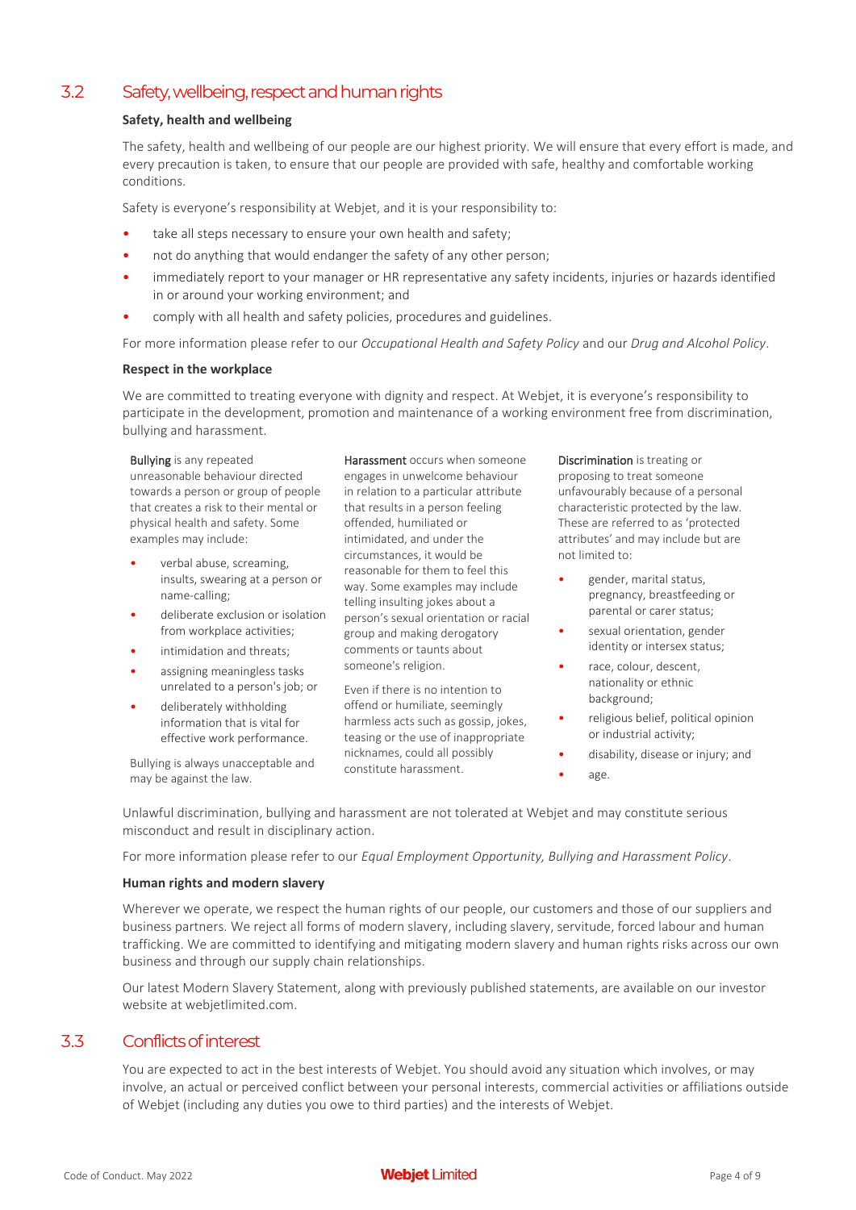## 3.2 Safety, wellbeing, respect and human rights

**Safety, health and wellbeing**

The safety, health and wellbeing of our people are our highest priority. We will ensure that every effort is made, and every precaution is taken, to ensure that our people are provided with safe, healthy and comfortable working conditions.

Safety is everyone's responsibility at Webjet, and it is your responsibility to:

- take all steps necessary to ensure your own health and safety;
- not do anything that would endanger the safety of any other person;
- immediately report to your manager or HR representative any safety incidents, injuries or hazards identified in or around your working environment; and
- comply with all health and safety policies, procedures and guidelines.

For more information please refer to our *Occupational Health and Safety Policy* and our *Drug and Alcohol Policy*.

**Respect in the workplace**

We are committed to treating everyone with dignity and respect. At Webjet, it is everyone's responsibility to participate in the development, promotion and maintenance of a working environment free from discrimination, bullying and harassment.

**Bullying** is any repeated unreasonable behaviour directed towards a person or group of people that creates a risk to their mental or physical health and safety. Some examples may include:

- verbal abuse, screaming, insults, swearing at a person or name-calling;
- deliberate exclusion or isolation from workplace activities;
- intimidation and threats;
- assigning meaningless tasks unrelated to a person's job; or
- deliberately withholding information that is vital for effective work performance.

Bullying is always unacceptable and may be against the law.

**Harassment** occurs when someone engages in unwelcome behaviour in relation to a particular attribute that results in a person feeling offended, humiliated or intimidated, and under the circumstances, it would be reasonable for them to feel this way. Some examples may include telling insulting jokes about a person's sexual orientation or racial group and making derogatory comments or taunts about someone's religion.

Even if there is no intention to offend or humiliate, seemingly harmless acts such as gossip, jokes, teasing or the use of inappropriate nicknames, could all possibly constitute harassment.

**Discrimination** is treating or proposing to treat someone unfavourably because of a personal characteristic protected by the law. These are referred to as 'protected attributes' and may include but are not limited to:

- gender, marital status, pregnancy, breastfeeding or parental or carer status;
- sexual orientation, gender identity or intersex status;
- race, colour, descent, nationality or ethnic background;
- religious belief, political opinion or industrial activity;
- disability, disease or injury; and
- age.

Unlawful discrimination, bullying and harassment are not tolerated at Webjet and may constitute serious misconduct and result in disciplinary action.

For more information please refer to our *Equal Employment Opportunity, Bullying and Harassment Policy*.

**Human rights and modern slavery**

Wherever we operate, we respect the human rights of our people, our customers and those of our suppliers and business partners. We reject all forms of modern slavery, including slavery, servitude, forced labour and human trafficking. We are committed to identifying and mitigating modern slavery and human rights risks across our own business and through our supply chain relationships.

Our latest Modern Slavery Statement, along with previously published statements, are available on our investor website at webjetlimited.com.

## 3.3 Conflicts of interest

You are expected to act in the best interests of Webjet. You should avoid any situation which involves, or may involve, an actual or perceived conflict between your personal interests, commercial activities or affiliations outside of Webjet (including any duties you owe to third parties) and the interests of Webjet.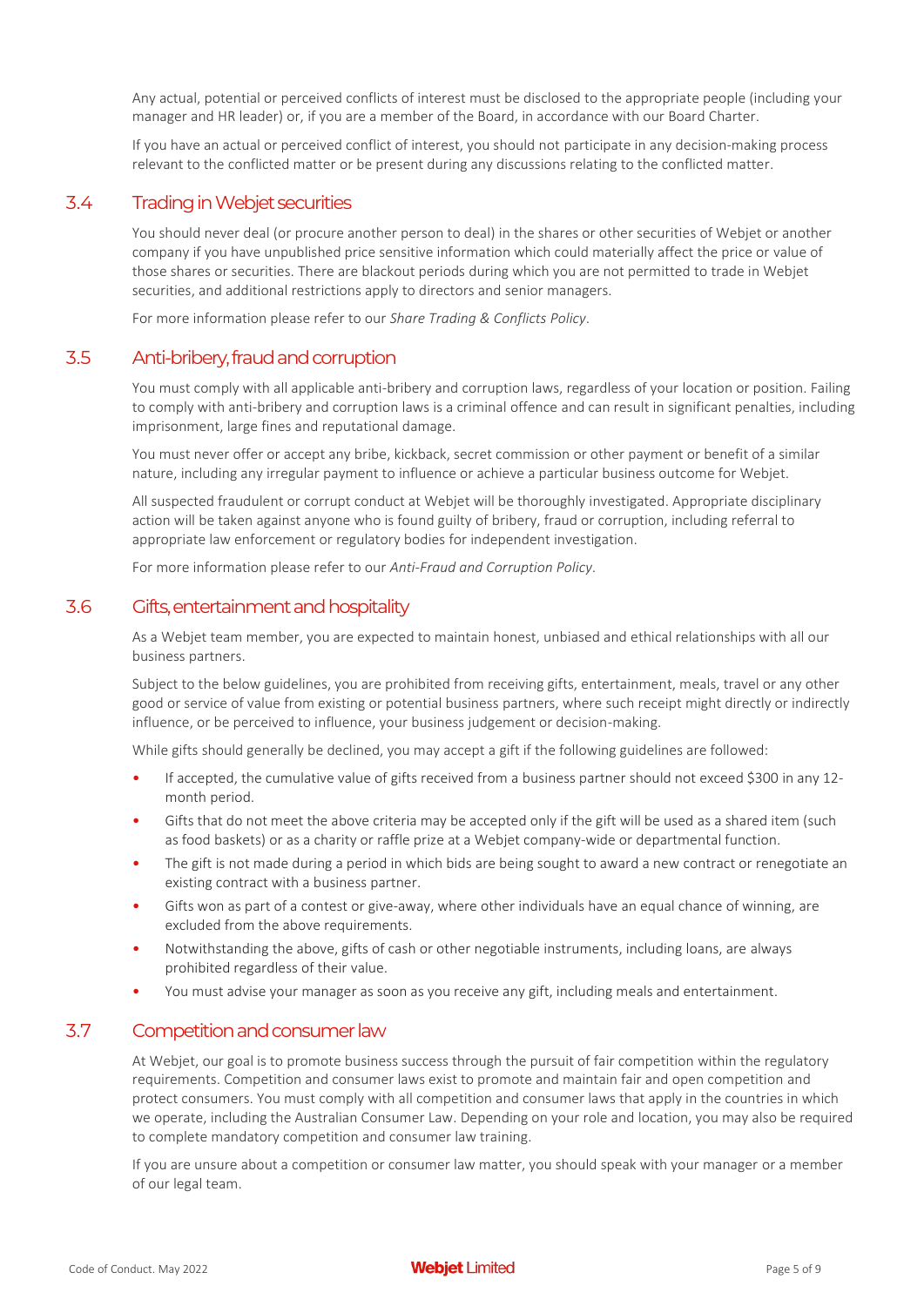Any actual, potential or perceived conflicts of interest must be disclosed to the appropriate people (including your manager and HR leader) or, if you are a member of the Board, in accordance with our Board Charter.

If you have an actual or perceived conflict of interest, you should not participate in any decision-making process relevant to the conflicted matter or be present during any discussions relating to the conflicted matter.

## 3.4 Trading in Webjet securities

You should never deal (or procure another person to deal) in the shares or other securities of Webjet or another company if you have unpublished price sensitive information which could materially affect the price or value of those shares or securities. There are blackout periods during which you are not permitted to trade in Webjet securities, and additional restrictions apply to directors and senior managers.

For more information please refer to our *Share Trading & Conflicts Policy*.

## 3.5 Anti-bribery, fraud and corruption

You must comply with all applicable anti-bribery and corruption laws, regardless of your location or position. Failing to comply with anti-bribery and corruption laws is a criminal offence and can result in significant penalties, including imprisonment, large fines and reputational damage.

You must never offer or accept any bribe, kickback, secret commission or other payment or benefit of a similar nature, including any irregular payment to influence or achieve a particular business outcome for Webjet.

All suspected fraudulent or corrupt conduct at Webjet will be thoroughly investigated. Appropriate disciplinary action will be taken against anyone who is found guilty of bribery, fraud or corruption, including referral to appropriate law enforcement or regulatory bodies for independent investigation.

For more information please refer to our *Anti-Fraud and Corruption Policy*.

## 3.6 Gifts, entertainment and hospitality

As a Webjet team member, you are expected to maintain honest, unbiased and ethical relationships with all our business partners.

Subject to the below guidelines, you are prohibited from receiving gifts, entertainment, meals, travel or any other good or service of value from existing or potential business partners, where such receipt might directly or indirectly influence, or be perceived to influence, your business judgement or decision-making.

While gifts should generally be declined, you may accept a gift if the following guidelines are followed:

- If accepted, the cumulative value of gifts received from a business partner should not exceed $300 in any 12-month period.
- Gifts that do not meet the above criteria may be accepted only if the gift will be used as a shared item (such as food baskets) or as a charity or raffle prize at a Webjet company-wide or departmental function.
- The gift is not made during a period in which bids are being sought to award a new contract or renegotiate an existing contract with a business partner.
- Gifts won as part of a contest or give-away, where other individuals have an equal chance of winning, are excluded from the above requirements.
- Notwithstanding the above, gifts of cash or other negotiable instruments, including loans, are always prohibited regardless of their value.
- You must advise your manager as soon as you receive any gift, including meals and entertainment.

## 3.7 Competition and consumer law

At Webjet, our goal is to promote business success through the pursuit of fair competition within the regulatory requirements. Competition and consumer laws exist to promote and maintain fair and open competition and protect consumers. You must comply with all competition and consumer laws that apply in the countries in which we operate, including the Australian Consumer Law. Depending on your role and location, you may also be required to complete mandatory competition and consumer law training.

If you are unsure about a competition or consumer law matter, you should speak with your manager or a member of our legal team.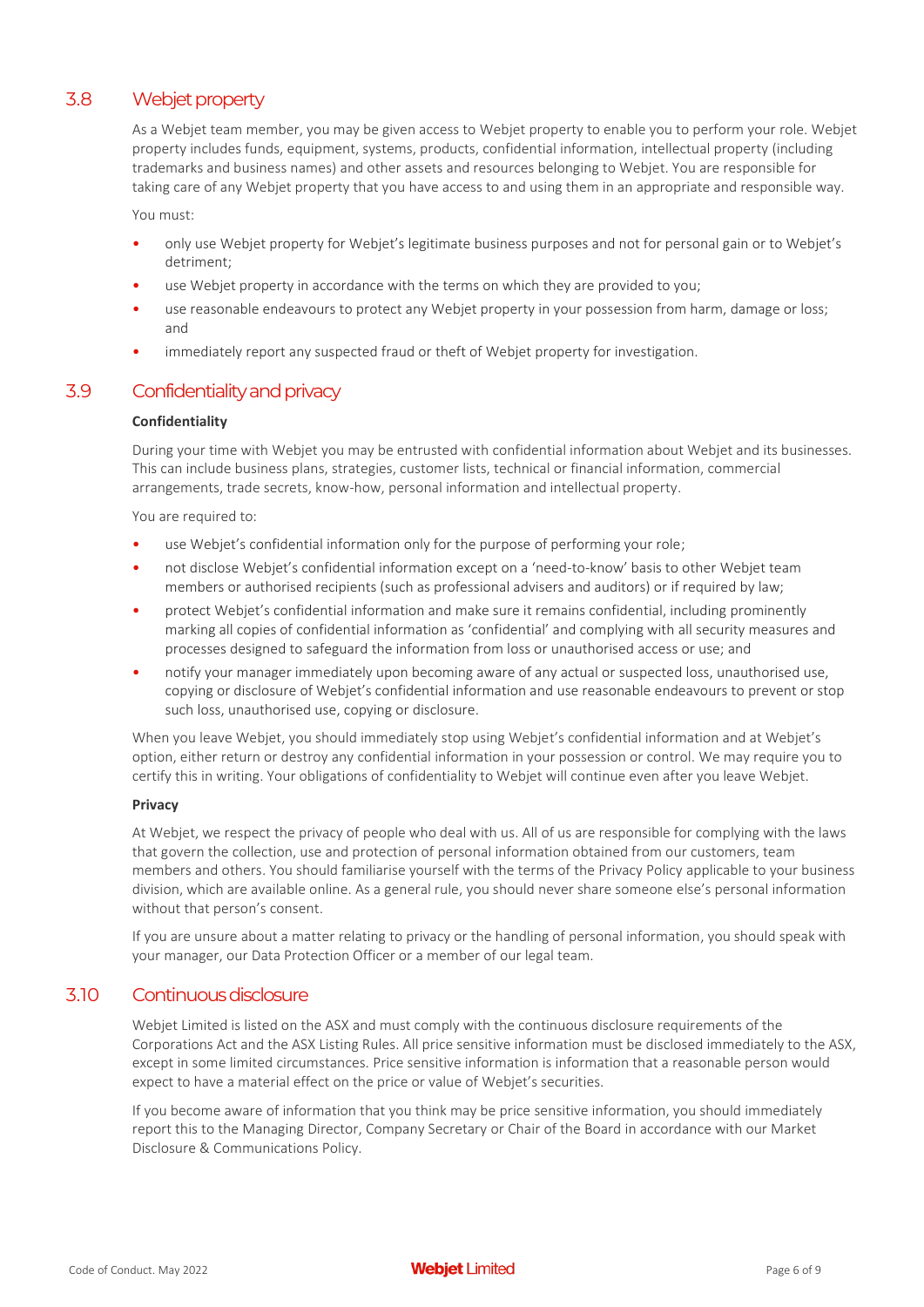## 3.8 Webjet property

As a Webjet team member, you may be given access to Webjet property to enable you to perform your role. Webjet property includes funds, equipment, systems, products, confidential information, intellectual property (including trademarks and business names) and other assets and resources belonging to Webjet. You are responsible for taking care of any Webjet property that you have access to and using them in an appropriate and responsible way.

You must:

- only use Webjet property for Webjet's legitimate business purposes and not for personal gain or to Webjet's detriment;
- use Webjet property in accordance with the terms on which they are provided to you;
- use reasonable endeavours to protect any Webjet property in your possession from harm, damage or loss; and
- immediately report any suspected fraud or theft of Webjet property for investigation.

## 3.9 Confidentiality and privacy

**Confidentiality**

During your time with Webjet you may be entrusted with confidential information about Webjet and its businesses. This can include business plans, strategies, customer lists, technical or financial information, commercial arrangements, trade secrets, know-how, personal information and intellectual property.

You are required to:

- use Webjet's confidential information only for the purpose of performing your role;
- not disclose Webjet's confidential information except on a 'need-to-know' basis to other Webjet team members or authorised recipients (such as professional advisers and auditors) or if required by law;
- protect Webjet's confidential information and make sure it remains confidential, including prominently marking all copies of confidential information as 'confidential' and complying with all security measures and processes designed to safeguard the information from loss or unauthorised access or use; and
- notify your manager immediately upon becoming aware of any actual or suspected loss, unauthorised use, copying or disclosure of Webjet's confidential information and use reasonable endeavours to prevent or stop such loss, unauthorised use, copying or disclosure.

When you leave Webjet, you should immediately stop using Webjet's confidential information and at Webjet's option, either return or destroy any confidential information in your possession or control. We may require you to certify this in writing. Your obligations of confidentiality to Webjet will continue even after you leave Webjet.

**Privacy**

At Webjet, we respect the privacy of people who deal with us. All of us are responsible for complying with the laws that govern the collection, use and protection of personal information obtained from our customers, team members and others. You should familiarise yourself with the terms of the Privacy Policy applicable to your business division, which are available online. As a general rule, you should never share someone else's personal information without that person's consent.

If you are unsure about a matter relating to privacy or the handling of personal information, you should speak with your manager, our Data Protection Officer or a member of our legal team.

## 3.10 Continuous disclosure

Webjet Limited is listed on the ASX and must comply with the continuous disclosure requirements of the Corporations Act and the ASX Listing Rules. All price sensitive information must be disclosed immediately to the ASX, except in some limited circumstances. Price sensitive information is information that a reasonable person would expect to have a material effect on the price or value of Webjet's securities.

If you become aware of information that you think may be price sensitive information, you should immediately report this to the Managing Director, Company Secretary or Chair of the Board in accordance with our Market Disclosure & Communications Policy.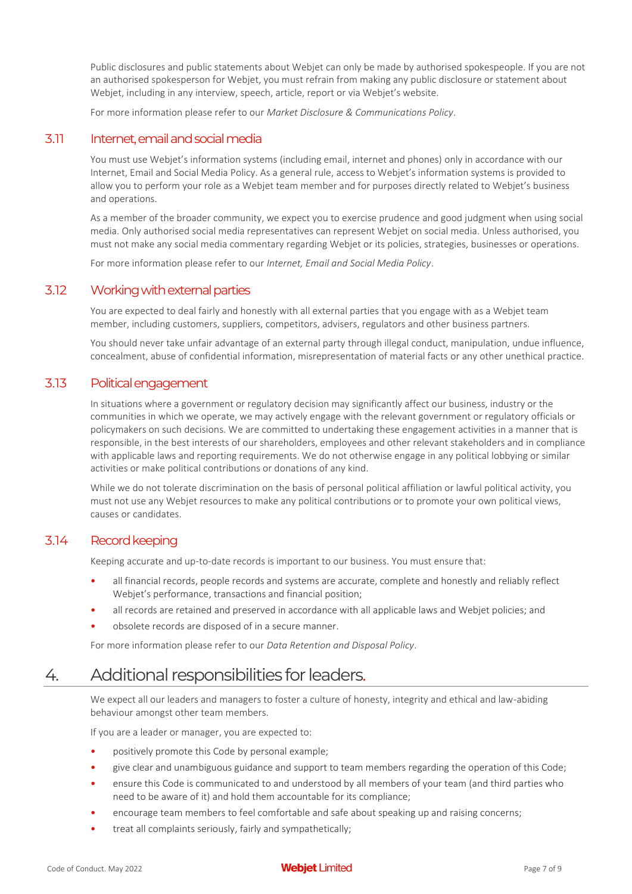Public disclosures and public statements about Webjet can only be made by authorised spokespeople. If you are not an authorised spokesperson for Webjet, you must refrain from making any public disclosure or statement about Webjet, including in any interview, speech, article, report or via Webjet's website.

For more information please refer to our *Market Disclosure & Communications Policy*.

### 3.11 Internet, email and social media

You must use Webjet's information systems (including email, internet and phones) only in accordance with our Internet, Email and Social Media Policy. As a general rule, access to Webjet's information systems is provided to allow you to perform your role as a Webjet team member and for purposes directly related to Webjet's business and operations.

As a member of the broader community, we expect you to exercise prudence and good judgment when using social media. Only authorised social media representatives can represent Webjet on social media. Unless authorised, you must not make any social media commentary regarding Webjet or its policies, strategies, businesses or operations.

For more information please refer to our *Internet, Email and Social Media Policy*.

### 3.12 Working with external parties

You are expected to deal fairly and honestly with all external parties that you engage with as a Webjet team member, including customers, suppliers, competitors, advisers, regulators and other business partners.

You should never take unfair advantage of an external party through illegal conduct, manipulation, undue influence, concealment, abuse of confidential information, misrepresentation of material facts or any other unethical practice.

### 3.13 Political engagement

In situations where a government or regulatory decision may significantly affect our business, industry or the communities in which we operate, we may actively engage with the relevant government or regulatory officials or policymakers on such decisions. We are committed to undertaking these engagement activities in a manner that is responsible, in the best interests of our shareholders, employees and other relevant stakeholders and in compliance with applicable laws and reporting requirements. We do not otherwise engage in any political lobbying or similar activities or make political contributions or donations of any kind.

While we do not tolerate discrimination on the basis of personal political affiliation or lawful political activity, you must not use any Webjet resources to make any political contributions or to promote your own political views, causes or candidates.

### 3.14 Record keeping

Keeping accurate and up-to-date records is important to our business. You must ensure that:

- all financial records, people records and systems are accurate, complete and honestly and reliably reflect Webjet's performance, transactions and financial position;
- all records are retained and preserved in accordance with all applicable laws and Webjet policies; and
- obsolete records are disposed of in a secure manner.

For more information please refer to our *Data Retention and Disposal Policy*.

## 4. Additional responsibilities for leaders.

We expect all our leaders and managers to foster a culture of honesty, integrity and ethical and law-abiding behaviour amongst other team members.

If you are a leader or manager, you are expected to:

- positively promote this Code by personal example;
- give clear and unambiguous guidance and support to team members regarding the operation of this Code;
- ensure this Code is communicated to and understood by all members of your team (and third parties who need to be aware of it) and hold them accountable for its compliance;
- encourage team members to feel comfortable and safe about speaking up and raising concerns;
- treat all complaints seriously, fairly and sympathetically;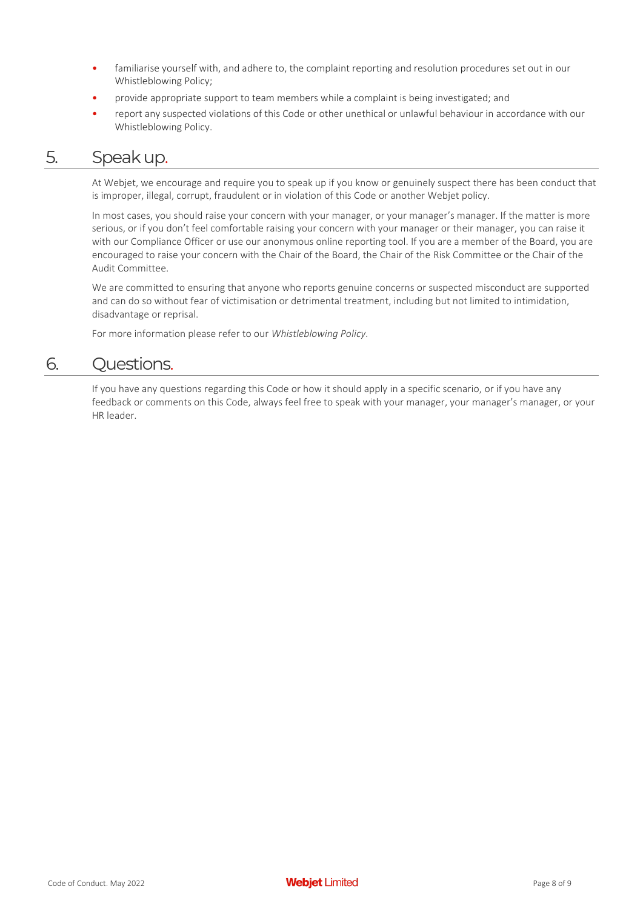- familiarise yourself with, and adhere to, the complaint reporting and resolution procedures set out in our Whistleblowing Policy;
- provide appropriate support to team members while a complaint is being investigated; and
- report any suspected violations of this Code or other unethical or unlawful behaviour in accordance with our Whistleblowing Policy.

## 5. Speak up.

At Webjet, we encourage and require you to speak up if you know or genuinely suspect there has been conduct that is improper, illegal, corrupt, fraudulent or in violation of this Code or another Webjet policy.

In most cases, you should raise your concern with your manager, or your manager's manager. If the matter is more serious, or if you don't feel comfortable raising your concern with your manager or their manager, you can raise it with our Compliance Officer or use our anonymous online reporting tool. If you are a member of the Board, you are encouraged to raise your concern with the Chair of the Board, the Chair of the Risk Committee or the Chair of the Audit Committee.

We are committed to ensuring that anyone who reports genuine concerns or suspected misconduct are supported and can do so without fear of victimisation or detrimental treatment, including but not limited to intimidation, disadvantage or reprisal.

For more information please refer to our *Whistleblowing Policy*.

## 6. Questions.

If you have any questions regarding this Code or how it should apply in a specific scenario, or if you have any feedback or comments on this Code, always feel free to speak with your manager, your manager's manager, or your HR leader.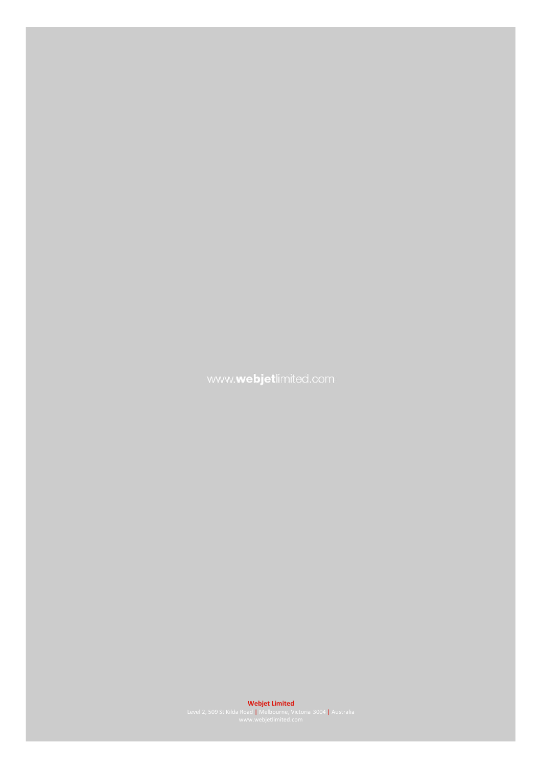www.webjetlimited.com

**Webjet Limited**
Level 2, 509 St Kilda Road | Melbourne, Victoria 3004 | Australia
www.webjetlimited.com